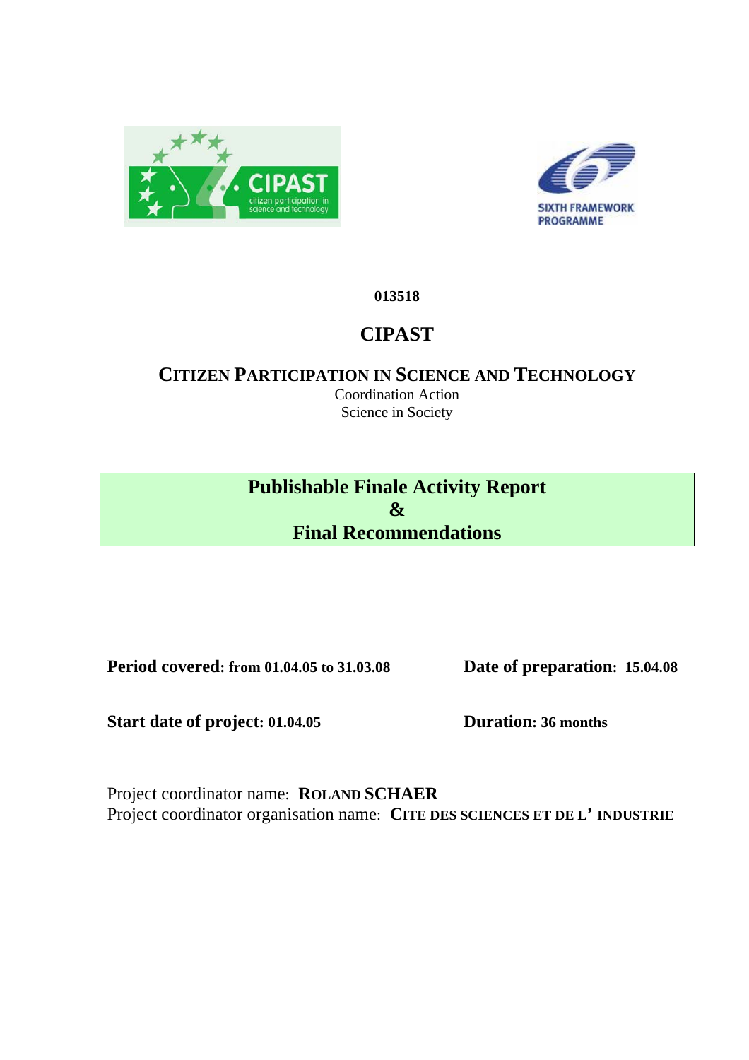**013518**

# CIPAST

## CITIZEN PARTICIPATION IN SCIENCE AND TECHNOLOGY

Coordination Action
Science in Society

## Publishable Finale Activity Report & Final Recommendations

**Period covered: from 01.04.05 to 31.03.08**

**Date of preparation: 15.04.08**

**Start date of project: 01.04.05**

**Duration: 36 months**

Project coordinator name: **ROLAND SCHAER**
Project coordinator organisation name: **CITE DES SCIENCES ET DE L' INDUSTRIE**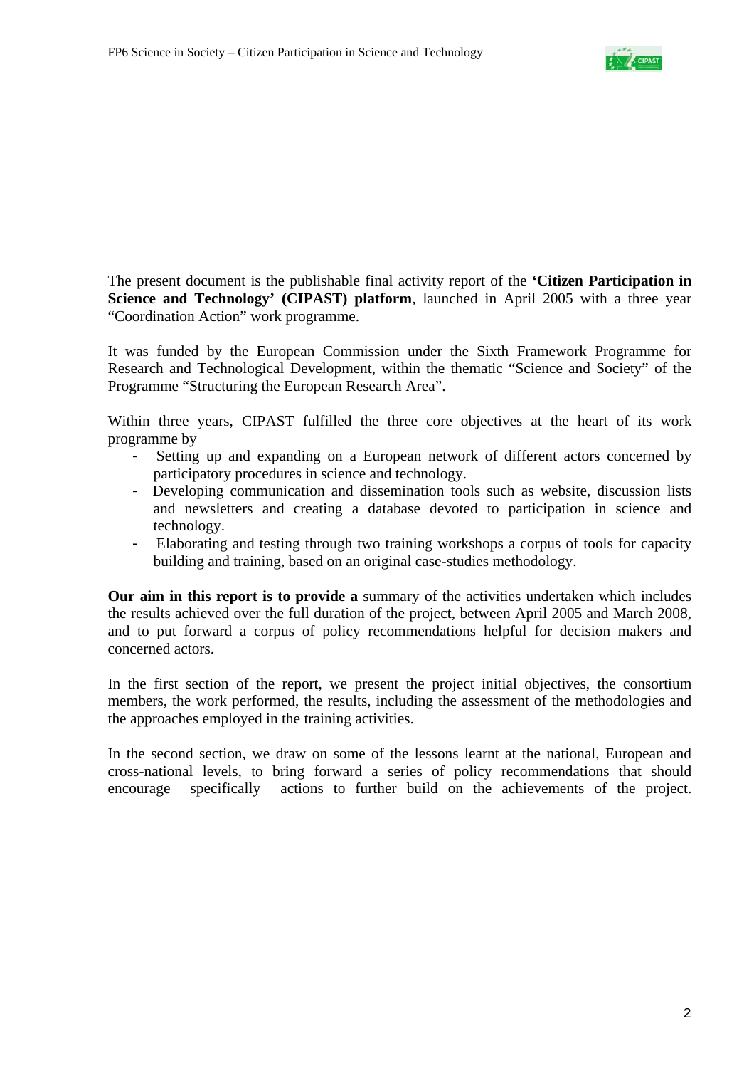The present document is the publishable final activity report of the **'Citizen Participation in Science and Technology' (CIPAST) platform**, launched in April 2005 with a three year "Coordination Action" work programme.

It was funded by the European Commission under the Sixth Framework Programme for Research and Technological Development, within the thematic "Science and Society" of the Programme "Structuring the European Research Area".

Within three years, CIPAST fulfilled the three core objectives at the heart of its work programme by

- Setting up and expanding on a European network of different actors concerned by participatory procedures in science and technology.
- Developing communication and dissemination tools such as website, discussion lists and newsletters and creating a database devoted to participation in science and technology.
- Elaborating and testing through two training workshops a corpus of tools for capacity building and training, based on an original case-studies methodology.

**Our aim in this report is to provide a** summary of the activities undertaken which includes the results achieved over the full duration of the project, between April 2005 and March 2008, and to put forward a corpus of policy recommendations helpful for decision makers and concerned actors.

In the first section of the report, we present the project initial objectives, the consortium members, the work performed, the results, including the assessment of the methodologies and the approaches employed in the training activities.

In the second section, we draw on some of the lessons learnt at the national, European and cross-national levels, to bring forward a series of policy recommendations that should encourage specifically actions to further build on the achievements of the project.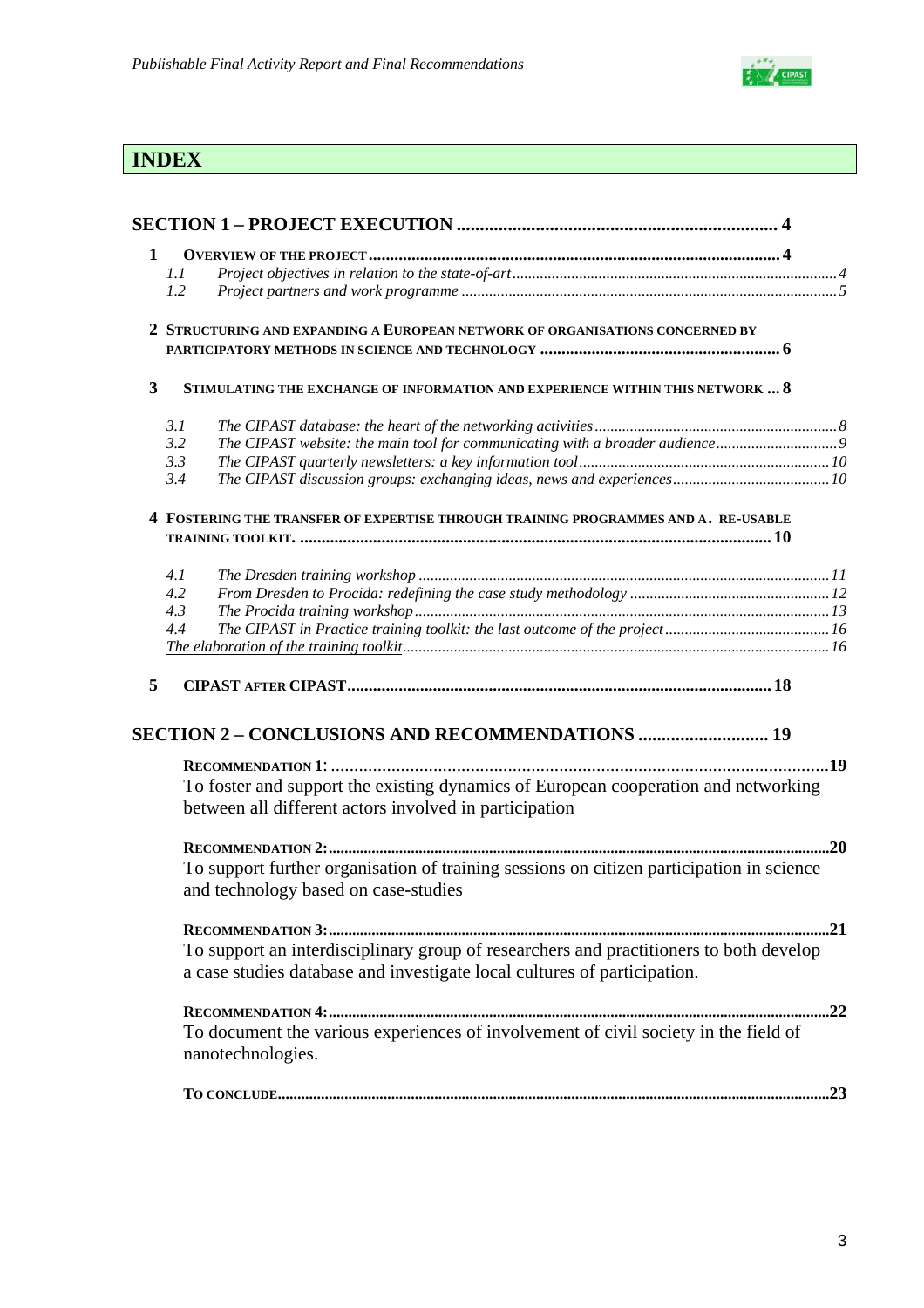# INDEX

**SECTION 1 – PROJECT EXECUTION .......... 4**

**1 OVERVIEW OF THE PROJECT .......... 4**

- *1.1 Project objectives in relation to the state-of-art .......... 4*
- *1.2 Project partners and work programme .......... 5*

**2 STRUCTURING AND EXPANDING A EUROPEAN NETWORK OF ORGANISATIONS CONCERNED BY PARTICIPATORY METHODS IN SCIENCE AND TECHNOLOGY .......... 6**

**3 STIMULATING THE EXCHANGE OF INFORMATION AND EXPERIENCE WITHIN THIS NETWORK ... 8**

- *3.1 The CIPAST database: the heart of the networking activities .......... 8*
- *3.2 The CIPAST website: the main tool for communicating with a broader audience .......... 9*
- *3.3 The CIPAST quarterly newsletters: a key information tool .......... 10*
- *3.4 The CIPAST discussion groups: exchanging ideas, news and experiences .......... 10*

**4 FOSTERING THE TRANSFER OF EXPERTISE THROUGH TRAINING PROGRAMMES AND A. RE-USABLE TRAINING TOOLKIT. .......... 10**

- *4.1 The Dresden training workshop .......... 11*
- *4.2 From Dresden to Procida: redefining the case study methodology .......... 12*
- *4.3 The Procida training workshop .......... 13*
- *4.4 The CIPAST in Practice training toolkit: the last outcome of the project .......... 16*
- *The elaboration of the training toolkit .......... 16*

**5 CIPAST AFTER CIPAST .......... 18**

**SECTION 2 – CONCLUSIONS AND RECOMMENDATIONS .......... 19**

**RECOMMENDATION 1: .......... 19**
To foster and support the existing dynamics of European cooperation and networking between all different actors involved in participation

**RECOMMENDATION 2: .......... 20**
To support further organisation of training sessions on citizen participation in science and technology based on case-studies

**RECOMMENDATION 3: .......... 21**
To support an interdisciplinary group of researchers and practitioners to both develop a case studies database and investigate local cultures of participation.

**RECOMMENDATION 4: .......... 22**
To document the various experiences of involvement of civil society in the field of nanotechnologies.

**TO CONCLUDE .......... 23**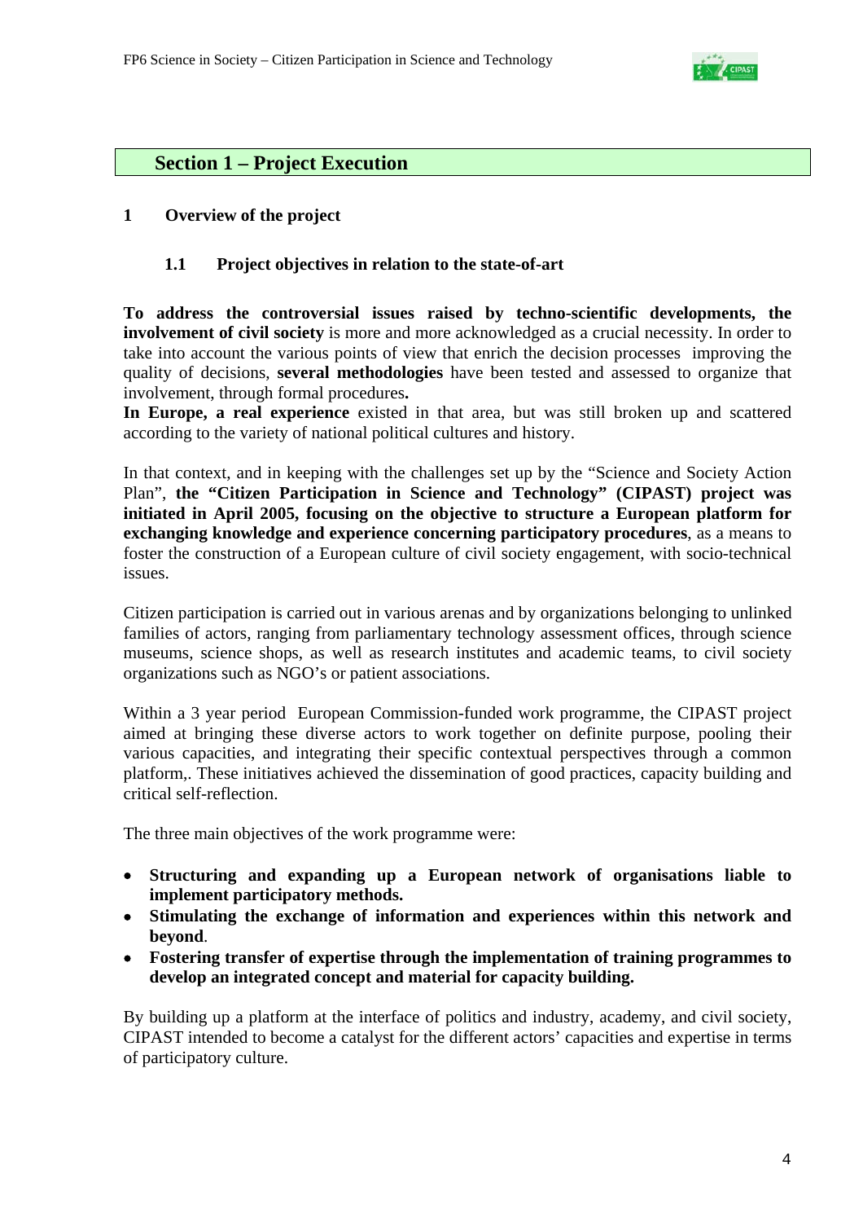# Section 1 – Project Execution

## 1 Overview of the project

### 1.1 Project objectives in relation to the state-of-art

**To address the controversial issues raised by techno-scientific developments, the involvement of civil society** is more and more acknowledged as a crucial necessity. In order to take into account the various points of view that enrich the decision processes improving the quality of decisions, **several methodologies** have been tested and assessed to organize that involvement, through formal procedures**.**
**In Europe, a real experience** existed in that area, but was still broken up and scattered according to the variety of national political cultures and history.

In that context, and in keeping with the challenges set up by the "Science and Society Action Plan", **the "Citizen Participation in Science and Technology" (CIPAST) project was initiated in April 2005, focusing on the objective to structure a European platform for exchanging knowledge and experience concerning participatory procedures**, as a means to foster the construction of a European culture of civil society engagement, with socio-technical issues.

Citizen participation is carried out in various arenas and by organizations belonging to unlinked families of actors, ranging from parliamentary technology assessment offices, through science museums, science shops, as well as research institutes and academic teams, to civil society organizations such as NGO's or patient associations.

Within a 3 year period European Commission-funded work programme, the CIPAST project aimed at bringing these diverse actors to work together on definite purpose, pooling their various capacities, and integrating their specific contextual perspectives through a common platform,. These initiatives achieved the dissemination of good practices, capacity building and critical self-reflection.

The three main objectives of the work programme were:

- **Structuring and expanding up a European network of organisations liable to implement participatory methods.**
- **Stimulating the exchange of information and experiences within this network and beyond**.
- **Fostering transfer of expertise through the implementation of training programmes to develop an integrated concept and material for capacity building.**

By building up a platform at the interface of politics and industry, academy, and civil society, CIPAST intended to become a catalyst for the different actors' capacities and expertise in terms of participatory culture.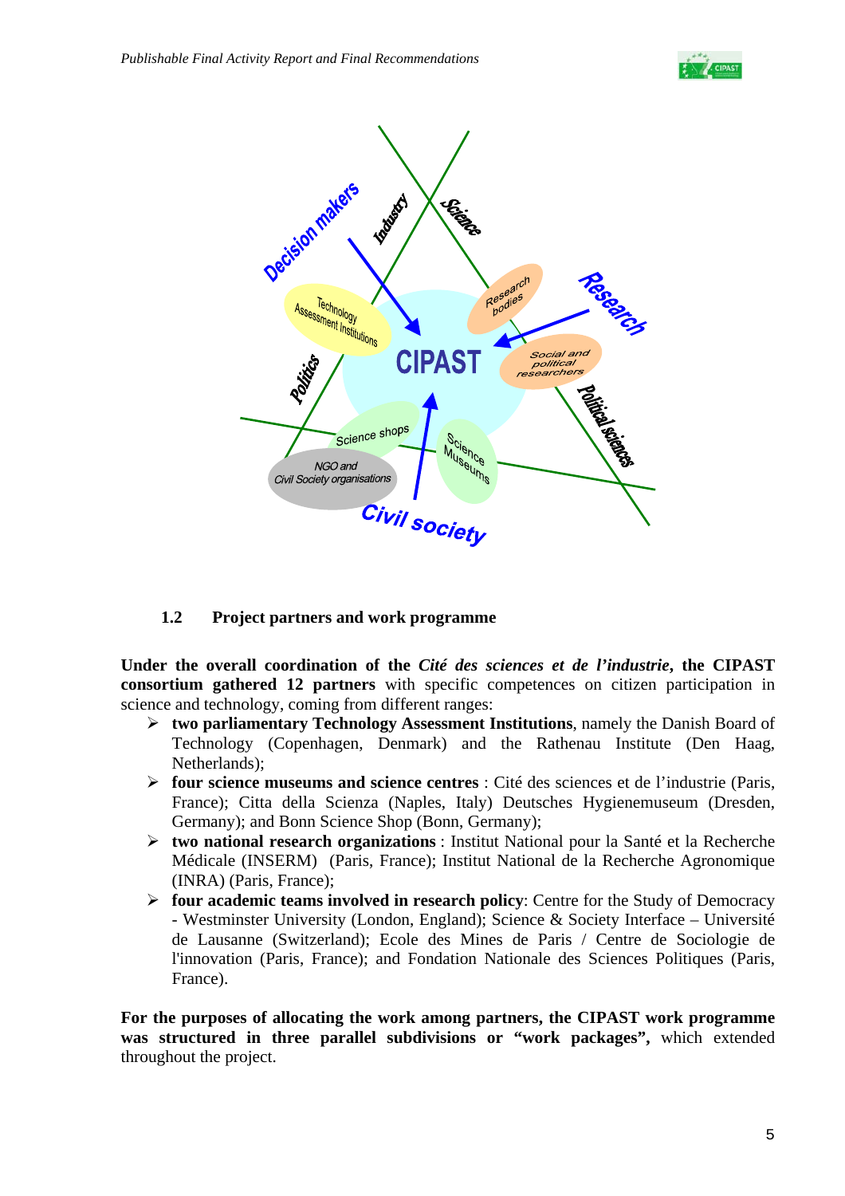## 1.2 Project partners and work programme

**Under the overall coordination of the *Cité des sciences et de l'industrie*, the CIPAST consortium gathered 12 partners** with specific competences on citizen participation in science and technology, coming from different ranges:

- **two parliamentary Technology Assessment Institutions**, namely the Danish Board of Technology (Copenhagen, Denmark) and the Rathenau Institute (Den Haag, Netherlands);
- **four science museums and science centres** : Cité des sciences et de l'industrie (Paris, France); Citta della Scienza (Naples, Italy) Deutsches Hygienemuseum (Dresden, Germany); and Bonn Science Shop (Bonn, Germany);
- **two national research organizations** : Institut National pour la Santé et la Recherche Médicale (INSERM) (Paris, France); Institut National de la Recherche Agronomique (INRA) (Paris, France);
- **four academic teams involved in research policy**: Centre for the Study of Democracy - Westminster University (London, England); Science & Society Interface – Université de Lausanne (Switzerland); Ecole des Mines de Paris / Centre de Sociologie de l'innovation (Paris, France); and Fondation Nationale des Sciences Politiques (Paris, France).

**For the purposes of allocating the work among partners, the CIPAST work programme was structured in three parallel subdivisions or "work packages",** which extended throughout the project.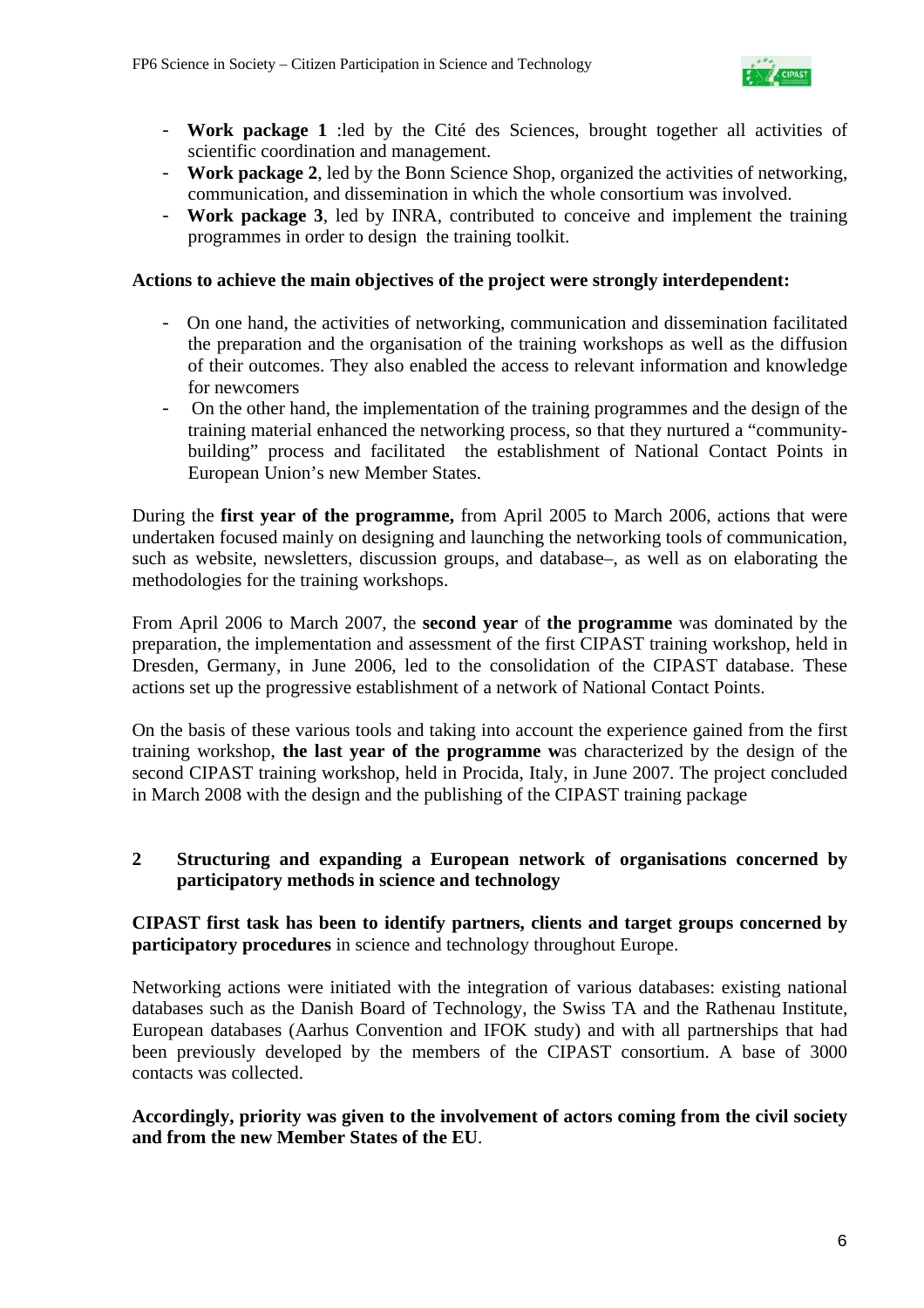- **Work package 1** :led by the Cité des Sciences, brought together all activities of scientific coordination and management.
- **Work package 2**, led by the Bonn Science Shop, organized the activities of networking, communication, and dissemination in which the whole consortium was involved.
- **Work package 3**, led by INRA, contributed to conceive and implement the training programmes in order to design the training toolkit.

**Actions to achieve the main objectives of the project were strongly interdependent:**

- On one hand, the activities of networking, communication and dissemination facilitated the preparation and the organisation of the training workshops as well as the diffusion of their outcomes. They also enabled the access to relevant information and knowledge for newcomers
- On the other hand, the implementation of the training programmes and the design of the training material enhanced the networking process, so that they nurtured a "community-building" process and facilitated the establishment of National Contact Points in European Union's new Member States.

During the **first year of the programme,** from April 2005 to March 2006, actions that were undertaken focused mainly on designing and launching the networking tools of communication, such as website, newsletters, discussion groups, and database–, as well as on elaborating the methodologies for the training workshops.

From April 2006 to March 2007, the **second year** of **the programme** was dominated by the preparation, the implementation and assessment of the first CIPAST training workshop, held in Dresden, Germany, in June 2006, led to the consolidation of the CIPAST database. These actions set up the progressive establishment of a network of National Contact Points.

On the basis of these various tools and taking into account the experience gained from the first training workshop, **the last year of the programme w**as characterized by the design of the second CIPAST training workshop, held in Procida, Italy, in June 2007. The project concluded in March 2008 with the design and the publishing of the CIPAST training package

## 2 Structuring and expanding a European network of organisations concerned by participatory methods in science and technology

**CIPAST first task has been to identify partners, clients and target groups concerned by participatory procedures** in science and technology throughout Europe.

Networking actions were initiated with the integration of various databases: existing national databases such as the Danish Board of Technology, the Swiss TA and the Rathenau Institute, European databases (Aarhus Convention and IFOK study) and with all partnerships that had been previously developed by the members of the CIPAST consortium. A base of 3000 contacts was collected.

**Accordingly, priority was given to the involvement of actors coming from the civil society and from the new Member States of the EU**.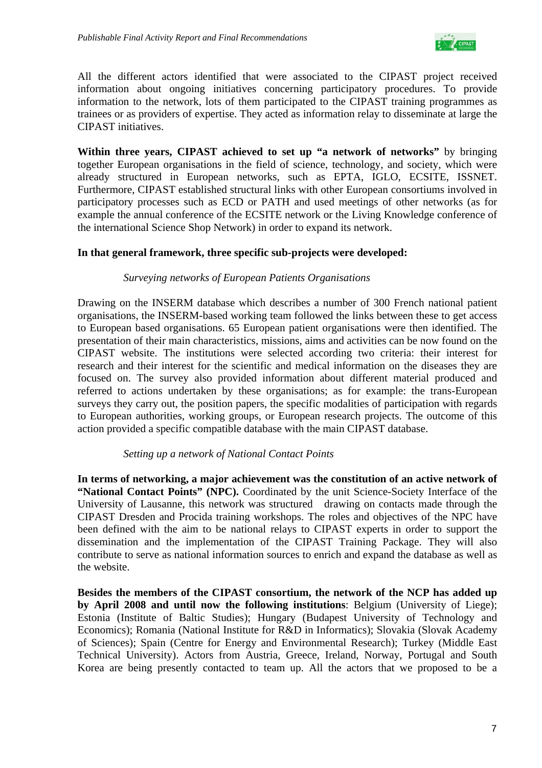All the different actors identified that were associated to the CIPAST project received information about ongoing initiatives concerning participatory procedures. To provide information to the network, lots of them participated to the CIPAST training programmes as trainees or as providers of expertise. They acted as information relay to disseminate at large the CIPAST initiatives.

**Within three years, CIPAST achieved to set up "a network of networks"** by bringing together European organisations in the field of science, technology, and society, which were already structured in European networks, such as EPTA, IGLO, ECSITE, ISSNET. Furthermore, CIPAST established structural links with other European consortiums involved in participatory processes such as ECD or PATH and used meetings of other networks (as for example the annual conference of the ECSITE network or the Living Knowledge conference of the international Science Shop Network) in order to expand its network.

**In that general framework, three specific sub-projects were developed:**

*Surveying networks of European Patients Organisations*

Drawing on the INSERM database which describes a number of 300 French national patient organisations, the INSERM-based working team followed the links between these to get access to European based organisations. 65 European patient organisations were then identified. The presentation of their main characteristics, missions, aims and activities can be now found on the CIPAST website. The institutions were selected according two criteria: their interest for research and their interest for the scientific and medical information on the diseases they are focused on. The survey also provided information about different material produced and referred to actions undertaken by these organisations; as for example: the trans-European surveys they carry out, the position papers, the specific modalities of participation with regards to European authorities, working groups, or European research projects. The outcome of this action provided a specific compatible database with the main CIPAST database.

*Setting up a network of National Contact Points*

**In terms of networking, a major achievement was the constitution of an active network of "National Contact Points" (NPC).** Coordinated by the unit Science-Society Interface of the University of Lausanne, this network was structured drawing on contacts made through the CIPAST Dresden and Procida training workshops. The roles and objectives of the NPC have been defined with the aim to be national relays to CIPAST experts in order to support the dissemination and the implementation of the CIPAST Training Package. They will also contribute to serve as national information sources to enrich and expand the database as well as the website.

**Besides the members of the CIPAST consortium, the network of the NCP has added up by April 2008 and until now the following institutions**: Belgium (University of Liege); Estonia (Institute of Baltic Studies); Hungary (Budapest University of Technology and Economics); Romania (National Institute for R&D in Informatics); Slovakia (Slovak Academy of Sciences); Spain (Centre for Energy and Environmental Research); Turkey (Middle East Technical University). Actors from Austria, Greece, Ireland, Norway, Portugal and South Korea are being presently contacted to team up. All the actors that we proposed to be a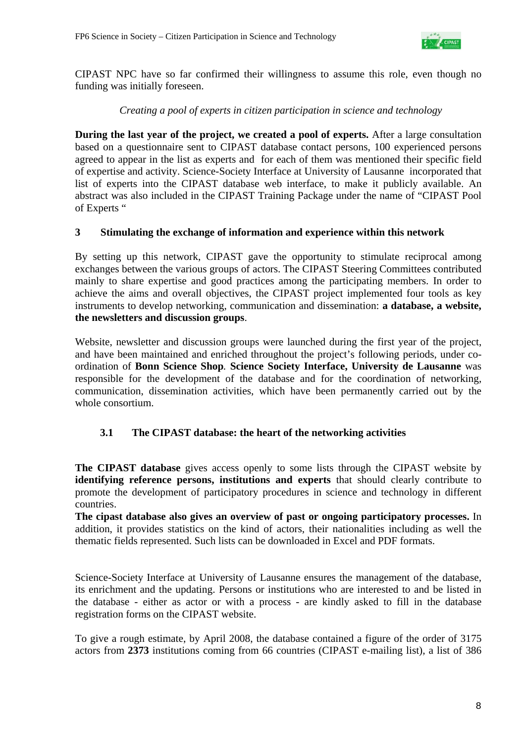CIPAST NPC have so far confirmed their willingness to assume this role, even though no funding was initially foreseen.

*Creating a pool of experts in citizen participation in science and technology*

**During the last year of the project, we created a pool of experts.** After a large consultation based on a questionnaire sent to CIPAST database contact persons, 100 experienced persons agreed to appear in the list as experts and for each of them was mentioned their specific field of expertise and activity. Science-Society Interface at University of Lausanne incorporated that list of experts into the CIPAST database web interface, to make it publicly available. An abstract was also included in the CIPAST Training Package under the name of "CIPAST Pool of Experts "

## 3 Stimulating the exchange of information and experience within this network

By setting up this network, CIPAST gave the opportunity to stimulate reciprocal among exchanges between the various groups of actors. The CIPAST Steering Committees contributed mainly to share expertise and good practices among the participating members. In order to achieve the aims and overall objectives, the CIPAST project implemented four tools as key instruments to develop networking, communication and dissemination: **a database, a website, the newsletters and discussion groups**.

Website, newsletter and discussion groups were launched during the first year of the project, and have been maintained and enriched throughout the project's following periods, under co-ordination of **Bonn Science Shop**. **Science Society Interface, University de Lausanne** was responsible for the development of the database and for the coordination of networking, communication, dissemination activities, which have been permanently carried out by the whole consortium.

### 3.1 The CIPAST database: the heart of the networking activities

**The CIPAST database** gives access openly to some lists through the CIPAST website by **identifying reference persons, institutions and experts** that should clearly contribute to promote the development of participatory procedures in science and technology in different countries.
**The cipast database also gives an overview of past or ongoing participatory processes.** In addition, it provides statistics on the kind of actors, their nationalities including as well the thematic fields represented. Such lists can be downloaded in Excel and PDF formats.

Science-Society Interface at University of Lausanne ensures the management of the database, its enrichment and the updating. Persons or institutions who are interested to and be listed in the database - either as actor or with a process - are kindly asked to fill in the database registration forms on the CIPAST website.

To give a rough estimate, by April 2008, the database contained a figure of the order of 3175 actors from **2373** institutions coming from 66 countries (CIPAST e-mailing list), a list of 386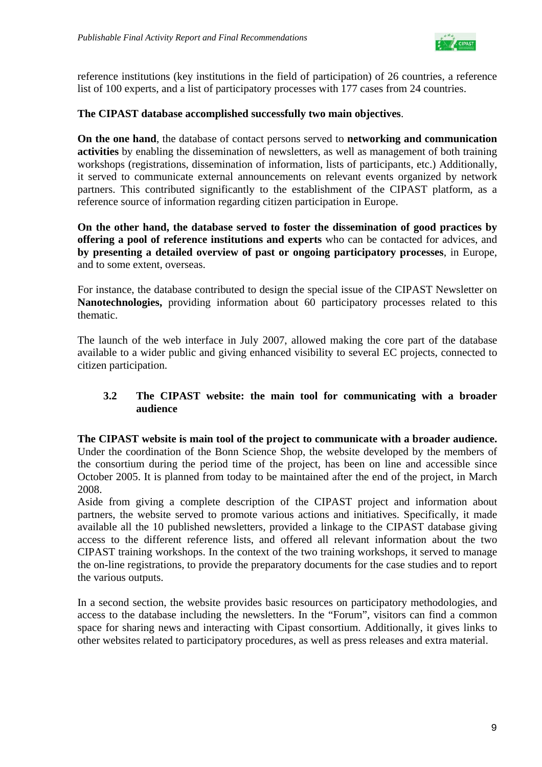reference institutions (key institutions in the field of participation) of 26 countries, a reference list of 100 experts, and a list of participatory processes with 177 cases from 24 countries.

**The CIPAST database accomplished successfully two main objectives**.

**On the one hand**, the database of contact persons served to **networking and communication activities** by enabling the dissemination of newsletters, as well as management of both training workshops (registrations, dissemination of information, lists of participants, etc.) Additionally, it served to communicate external announcements on relevant events organized by network partners. This contributed significantly to the establishment of the CIPAST platform, as a reference source of information regarding citizen participation in Europe.

**On the other hand, the database served to foster the dissemination of good practices by offering a pool of reference institutions and experts** who can be contacted for advices, and **by presenting a detailed overview of past or ongoing participatory processes**, in Europe, and to some extent, overseas.

For instance, the database contributed to design the special issue of the CIPAST Newsletter on **Nanotechnologies,** providing information about 60 participatory processes related to this thematic.

The launch of the web interface in July 2007, allowed making the core part of the database available to a wider public and giving enhanced visibility to several EC projects, connected to citizen participation.

### 3.2 The CIPAST website: the main tool for communicating with a broader audience

**The CIPAST website is main tool of the project to communicate with a broader audience.** Under the coordination of the Bonn Science Shop, the website developed by the members of the consortium during the period time of the project, has been on line and accessible since October 2005. It is planned from today to be maintained after the end of the project, in March 2008.

Aside from giving a complete description of the CIPAST project and information about partners, the website served to promote various actions and initiatives. Specifically, it made available all the 10 published newsletters, provided a linkage to the CIPAST database giving access to the different reference lists, and offered all relevant information about the two CIPAST training workshops. In the context of the two training workshops, it served to manage the on-line registrations, to provide the preparatory documents for the case studies and to report the various outputs.

In a second section, the website provides basic resources on participatory methodologies, and access to the database including the newsletters. In the "Forum", visitors can find a common space for sharing news and interacting with Cipast consortium. Additionally, it gives links to other websites related to participatory procedures, as well as press releases and extra material.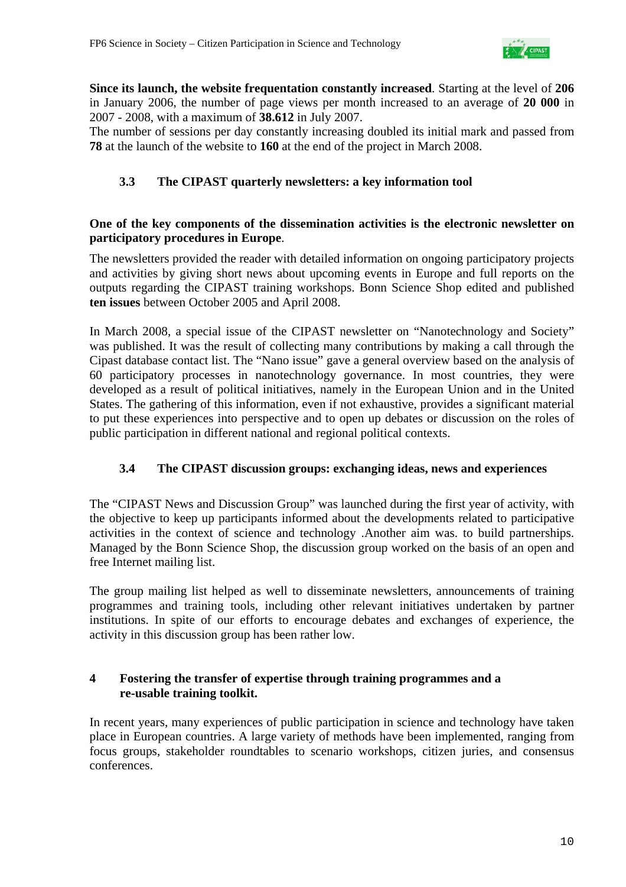**Since its launch, the website frequentation constantly increased**. Starting at the level of **206** in January 2006, the number of page views per month increased to an average of **20 000** in 2007 - 2008, with a maximum of **38.612** in July 2007.

The number of sessions per day constantly increasing doubled its initial mark and passed from **78** at the launch of the website to **160** at the end of the project in March 2008.

### 3.3 The CIPAST quarterly newsletters: a key information tool

**One of the key components of the dissemination activities is the electronic newsletter on participatory procedures in Europe**.

The newsletters provided the reader with detailed information on ongoing participatory projects and activities by giving short news about upcoming events in Europe and full reports on the outputs regarding the CIPAST training workshops. Bonn Science Shop edited and published **ten issues** between October 2005 and April 2008.

In March 2008, a special issue of the CIPAST newsletter on "Nanotechnology and Society" was published. It was the result of collecting many contributions by making a call through the Cipast database contact list. The "Nano issue" gave a general overview based on the analysis of 60 participatory processes in nanotechnology governance. In most countries, they were developed as a result of political initiatives, namely in the European Union and in the United States. The gathering of this information, even if not exhaustive, provides a significant material to put these experiences into perspective and to open up debates or discussion on the roles of public participation in different national and regional political contexts.

### 3.4 The CIPAST discussion groups: exchanging ideas, news and experiences

The "CIPAST News and Discussion Group" was launched during the first year of activity, with the objective to keep up participants informed about the developments related to participative activities in the context of science and technology .Another aim was. to build partnerships. Managed by the Bonn Science Shop, the discussion group worked on the basis of an open and free Internet mailing list.

The group mailing list helped as well to disseminate newsletters, announcements of training programmes and training tools, including other relevant initiatives undertaken by partner institutions. In spite of our efforts to encourage debates and exchanges of experience, the activity in this discussion group has been rather low.

## 4 Fostering the transfer of expertise through training programmes and a re-usable training toolkit.

In recent years, many experiences of public participation in science and technology have taken place in European countries. A large variety of methods have been implemented, ranging from focus groups, stakeholder roundtables to scenario workshops, citizen juries, and consensus conferences.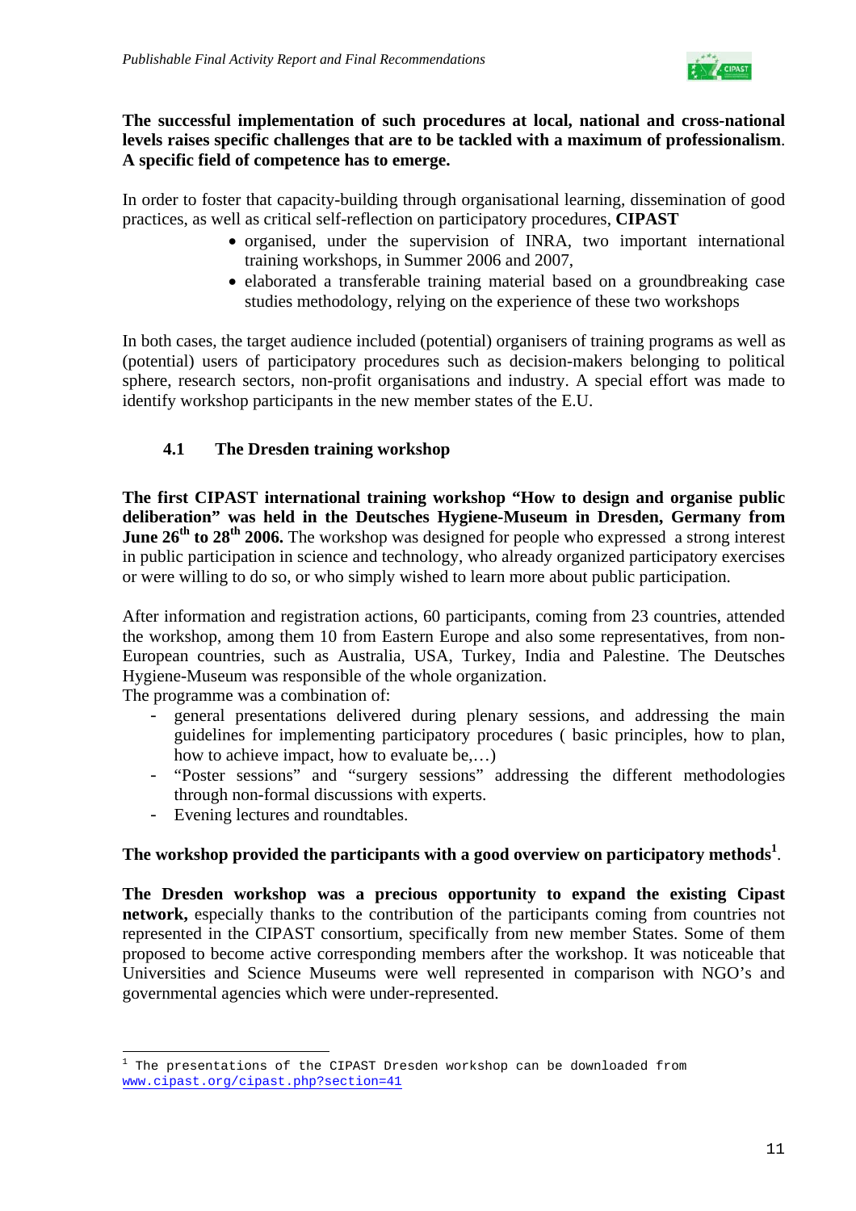**The successful implementation of such procedures at local, national and cross-national levels raises specific challenges that are to be tackled with a maximum of professionalism. A specific field of competence has to emerge.**

In order to foster that capacity-building through organisational learning, dissemination of good practices, as well as critical self-reflection on participatory procedures, **CIPAST**

- organised, under the supervision of INRA, two important international training workshops, in Summer 2006 and 2007,
- elaborated a transferable training material based on a groundbreaking case studies methodology, relying on the experience of these two workshops

In both cases, the target audience included (potential) organisers of training programs as well as (potential) users of participatory procedures such as decision-makers belonging to political sphere, research sectors, non-profit organisations and industry. A special effort was made to identify workshop participants in the new member states of the E.U.

### 4.1 The Dresden training workshop

**The first CIPAST international training workshop "How to design and organise public deliberation" was held in the Deutsches Hygiene-Museum in Dresden, Germany from June 26th to 28th 2006.** The workshop was designed for people who expressed a strong interest in public participation in science and technology, who already organized participatory exercises or were willing to do so, or who simply wished to learn more about public participation.

After information and registration actions, 60 participants, coming from 23 countries, attended the workshop, among them 10 from Eastern Europe and also some representatives, from non-European countries, such as Australia, USA, Turkey, India and Palestine. The Deutsches Hygiene-Museum was responsible of the whole organization.

The programme was a combination of:

- general presentations delivered during plenary sessions, and addressing the main guidelines for implementing participatory procedures ( basic principles, how to plan, how to achieve impact, how to evaluate be,…)
- "Poster sessions" and "surgery sessions" addressing the different methodologies through non-formal discussions with experts.
- Evening lectures and roundtables.

**The workshop provided the participants with a good overview on participatory methods**[1].

**The Dresden workshop was a precious opportunity to expand the existing Cipast network,** especially thanks to the contribution of the participants coming from countries not represented in the CIPAST consortium, specifically from new member States. Some of them proposed to become active corresponding members after the workshop. It was noticeable that Universities and Science Museums were well represented in comparison with NGO's and governmental agencies which were under-represented.

---

[1] The presentations of the CIPAST Dresden workshop can be downloaded from www.cipast.org/cipast.php?section=41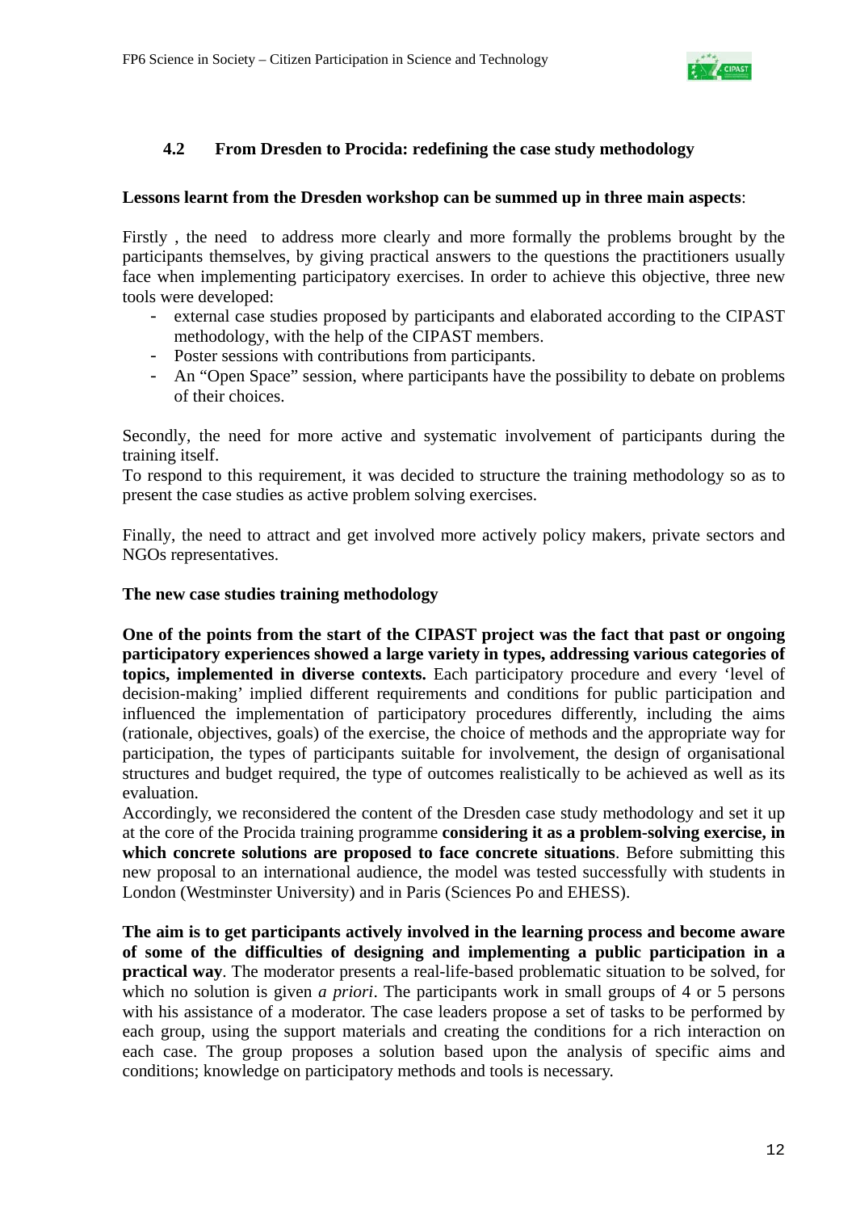### 4.2 From Dresden to Procida: redefining the case study methodology

**Lessons learnt from the Dresden workshop can be summed up in three main aspects**:

Firstly , the need to address more clearly and more formally the problems brought by the participants themselves, by giving practical answers to the questions the practitioners usually face when implementing participatory exercises. In order to achieve this objective, three new tools were developed:

- external case studies proposed by participants and elaborated according to the CIPAST methodology, with the help of the CIPAST members.
- Poster sessions with contributions from participants.
- An “Open Space” session, where participants have the possibility to debate on problems of their choices.

Secondly, the need for more active and systematic involvement of participants during the training itself.
To respond to this requirement, it was decided to structure the training methodology so as to present the case studies as active problem solving exercises.

Finally, the need to attract and get involved more actively policy makers, private sectors and NGOs representatives.

**The new case studies training methodology**

**One of the points from the start of the CIPAST project was the fact that past or ongoing participatory experiences showed a large variety in types, addressing various categories of topics, implemented in diverse contexts.** Each participatory procedure and every ‘level of decision-making’ implied different requirements and conditions for public participation and influenced the implementation of participatory procedures differently, including the aims (rationale, objectives, goals) of the exercise, the choice of methods and the appropriate way for participation, the types of participants suitable for involvement, the design of organisational structures and budget required, the type of outcomes realistically to be achieved as well as its evaluation.
Accordingly, we reconsidered the content of the Dresden case study methodology and set it up at the core of the Procida training programme **considering it as a problem-solving exercise, in which concrete solutions are proposed to face concrete situations**. Before submitting this new proposal to an international audience, the model was tested successfully with students in London (Westminster University) and in Paris (Sciences Po and EHESS).

**The aim is to get participants actively involved in the learning process and become aware of some of the difficulties of designing and implementing a public participation in a practical way**. The moderator presents a real-life-based problematic situation to be solved, for which no solution is given *a priori*. The participants work in small groups of 4 or 5 persons with his assistance of a moderator. The case leaders propose a set of tasks to be performed by each group, using the support materials and creating the conditions for a rich interaction on each case. The group proposes a solution based upon the analysis of specific aims and conditions; knowledge on participatory methods and tools is necessary.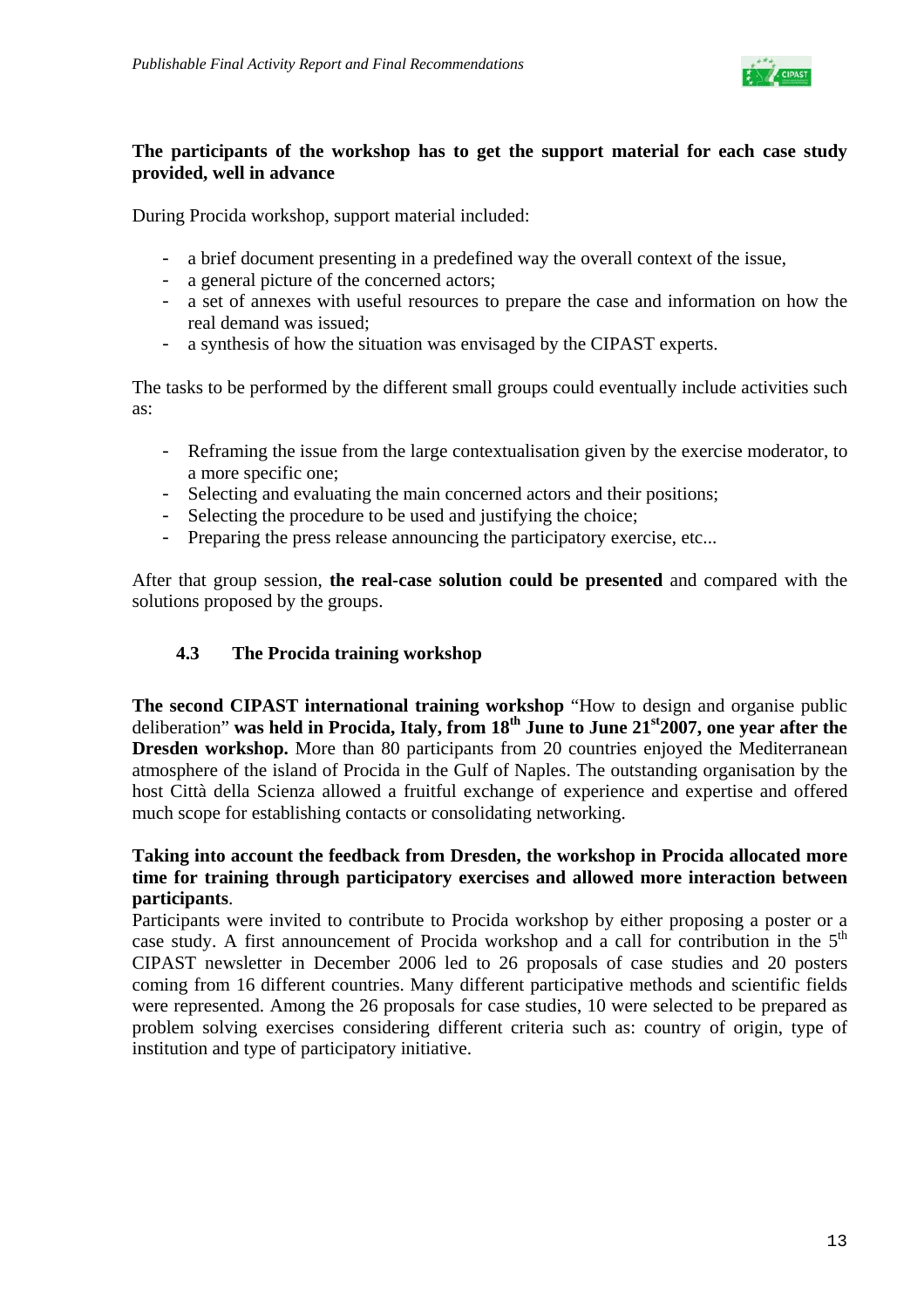**The participants of the workshop has to get the support material for each case study provided, well in advance**

During Procida workshop, support material included:

- a brief document presenting in a predefined way the overall context of the issue,
- a general picture of the concerned actors;
- a set of annexes with useful resources to prepare the case and information on how the real demand was issued;
- a synthesis of how the situation was envisaged by the CIPAST experts.

The tasks to be performed by the different small groups could eventually include activities such as:

- Reframing the issue from the large contextualisation given by the exercise moderator, to a more specific one;
- Selecting and evaluating the main concerned actors and their positions;
- Selecting the procedure to be used and justifying the choice;
- Preparing the press release announcing the participatory exercise, etc...

After that group session, **the real-case solution could be presented** and compared with the solutions proposed by the groups.

### 4.3 The Procida training workshop

**The second CIPAST international training workshop** "How to design and organise public deliberation" **was held in Procida, Italy, from 18th June to June 21st 2007, one year after the Dresden workshop.** More than 80 participants from 20 countries enjoyed the Mediterranean atmosphere of the island of Procida in the Gulf of Naples. The outstanding organisation by the host Città della Scienza allowed a fruitful exchange of experience and expertise and offered much scope for establishing contacts or consolidating networking.

**Taking into account the feedback from Dresden, the workshop in Procida allocated more time for training through participatory exercises and allowed more interaction between participants**.

Participants were invited to contribute to Procida workshop by either proposing a poster or a case study. A first announcement of Procida workshop and a call for contribution in the 5th CIPAST newsletter in December 2006 led to 26 proposals of case studies and 20 posters coming from 16 different countries. Many different participative methods and scientific fields were represented. Among the 26 proposals for case studies, 10 were selected to be prepared as problem solving exercises considering different criteria such as: country of origin, type of institution and type of participatory initiative.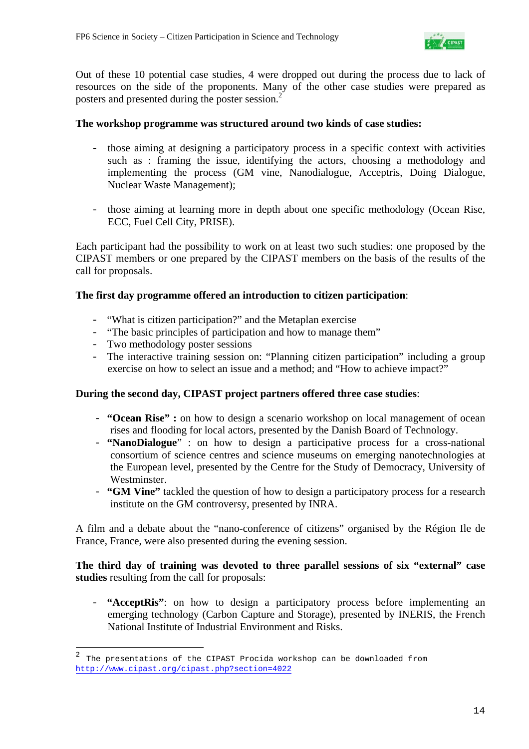Out of these 10 potential case studies, 4 were dropped out during the process due to lack of resources on the side of the proponents. Many of the other case studies were prepared as posters and presented during the poster session.[2]

**The workshop programme was structured around two kinds of case studies:**

- those aiming at designing a participatory process in a specific context with activities such as : framing the issue, identifying the actors, choosing a methodology and implementing the process (GM vine, Nanodialogue, Acceptris, Doing Dialogue, Nuclear Waste Management);

- those aiming at learning more in depth about one specific methodology (Ocean Rise, ECC, Fuel Cell City, PRISE).

Each participant had the possibility to work on at least two such studies: one proposed by the CIPAST members or one prepared by the CIPAST members on the basis of the results of the call for proposals.

**The first day programme offered an introduction to citizen participation**:

- "What is citizen participation?" and the Metaplan exercise
- "The basic principles of participation and how to manage them"
- Two methodology poster sessions
- The interactive training session on: "Planning citizen participation" including a group exercise on how to select an issue and a method; and "How to achieve impact?"

**During the second day, CIPAST project partners offered three case studies**:

- **"Ocean Rise" :** on how to design a scenario workshop on local management of ocean rises and flooding for local actors, presented by the Danish Board of Technology.
- **"NanoDialogue"** : on how to design a participative process for a cross-national consortium of science centres and science museums on emerging nanotechnologies at the European level, presented by the Centre for the Study of Democracy, University of Westminster.
- **"GM Vine"** tackled the question of how to design a participatory process for a research institute on the GM controversy, presented by INRA.

A film and a debate about the "nano-conference of citizens" organised by the Région Ile de France, France, were also presented during the evening session.

**The third day of training was devoted to three parallel sessions of six "external" case studies** resulting from the call for proposals:

- **"AcceptRis"**: on how to design a participatory process before implementing an emerging technology (Carbon Capture and Storage), presented by INERIS, the French National Institute of Industrial Environment and Risks.

---

[2] The presentations of the CIPAST Procida workshop can be downloaded from http://www.cipast.org/cipast.php?section=4022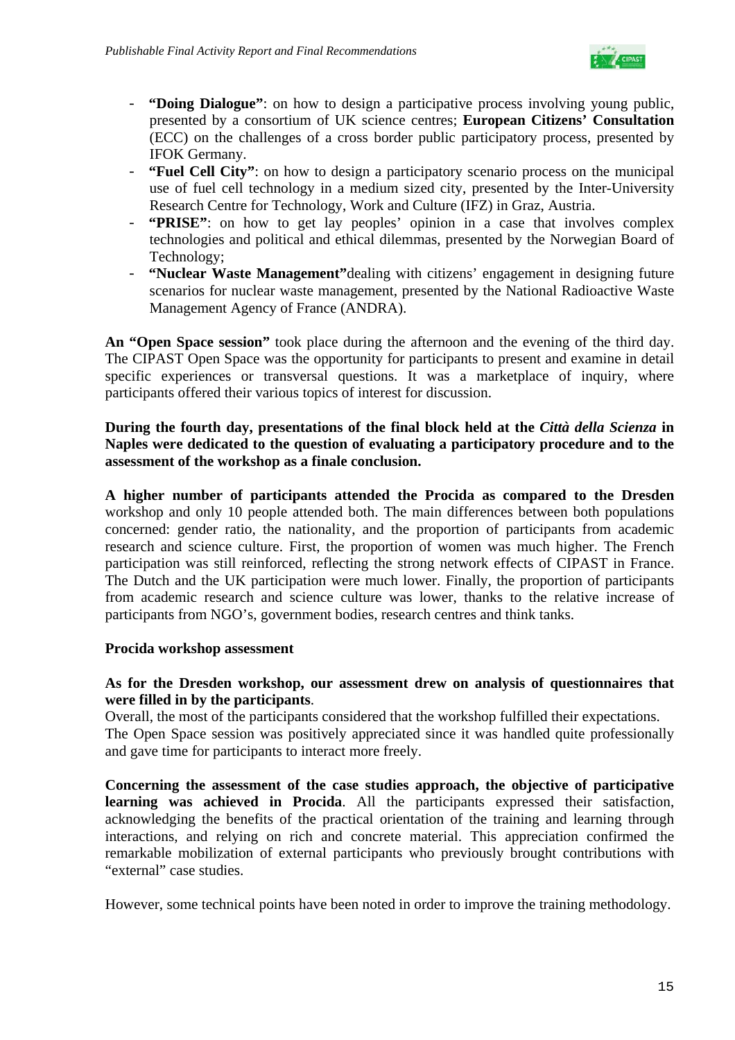- **"Doing Dialogue"**: on how to design a participative process involving young public, presented by a consortium of UK science centres; **European Citizens' Consultation** (ECC) on the challenges of a cross border public participatory process, presented by IFOK Germany.
- **"Fuel Cell City"**: on how to design a participatory scenario process on the municipal use of fuel cell technology in a medium sized city, presented by the Inter-University Research Centre for Technology, Work and Culture (IFZ) in Graz, Austria.
- **"PRISE"**: on how to get lay peoples' opinion in a case that involves complex technologies and political and ethical dilemmas, presented by the Norwegian Board of Technology;
- **"Nuclear Waste Management"**dealing with citizens' engagement in designing future scenarios for nuclear waste management, presented by the National Radioactive Waste Management Agency of France (ANDRA).

**An "Open Space session"** took place during the afternoon and the evening of the third day. The CIPAST Open Space was the opportunity for participants to present and examine in detail specific experiences or transversal questions. It was a marketplace of inquiry, where participants offered their various topics of interest for discussion.

**During the fourth day, presentations of the final block held at the *Città della Scienza* in Naples were dedicated to the question of evaluating a participatory procedure and to the assessment of the workshop as a finale conclusion.**

**A higher number of participants attended the Procida as compared to the Dresden** workshop and only 10 people attended both. The main differences between both populations concerned: gender ratio, the nationality, and the proportion of participants from academic research and science culture. First, the proportion of women was much higher. The French participation was still reinforced, reflecting the strong network effects of CIPAST in France. The Dutch and the UK participation were much lower. Finally, the proportion of participants from academic research and science culture was lower, thanks to the relative increase of participants from NGO's, government bodies, research centres and think tanks.

**Procida workshop assessment**

**As for the Dresden workshop, our assessment drew on analysis of questionnaires that were filled in by the participants**.
Overall, the most of the participants considered that the workshop fulfilled their expectations.
The Open Space session was positively appreciated since it was handled quite professionally and gave time for participants to interact more freely.

**Concerning the assessment of the case studies approach, the objective of participative learning was achieved in Procida**. All the participants expressed their satisfaction, acknowledging the benefits of the practical orientation of the training and learning through interactions, and relying on rich and concrete material. This appreciation confirmed the remarkable mobilization of external participants who previously brought contributions with "external" case studies.

However, some technical points have been noted in order to improve the training methodology.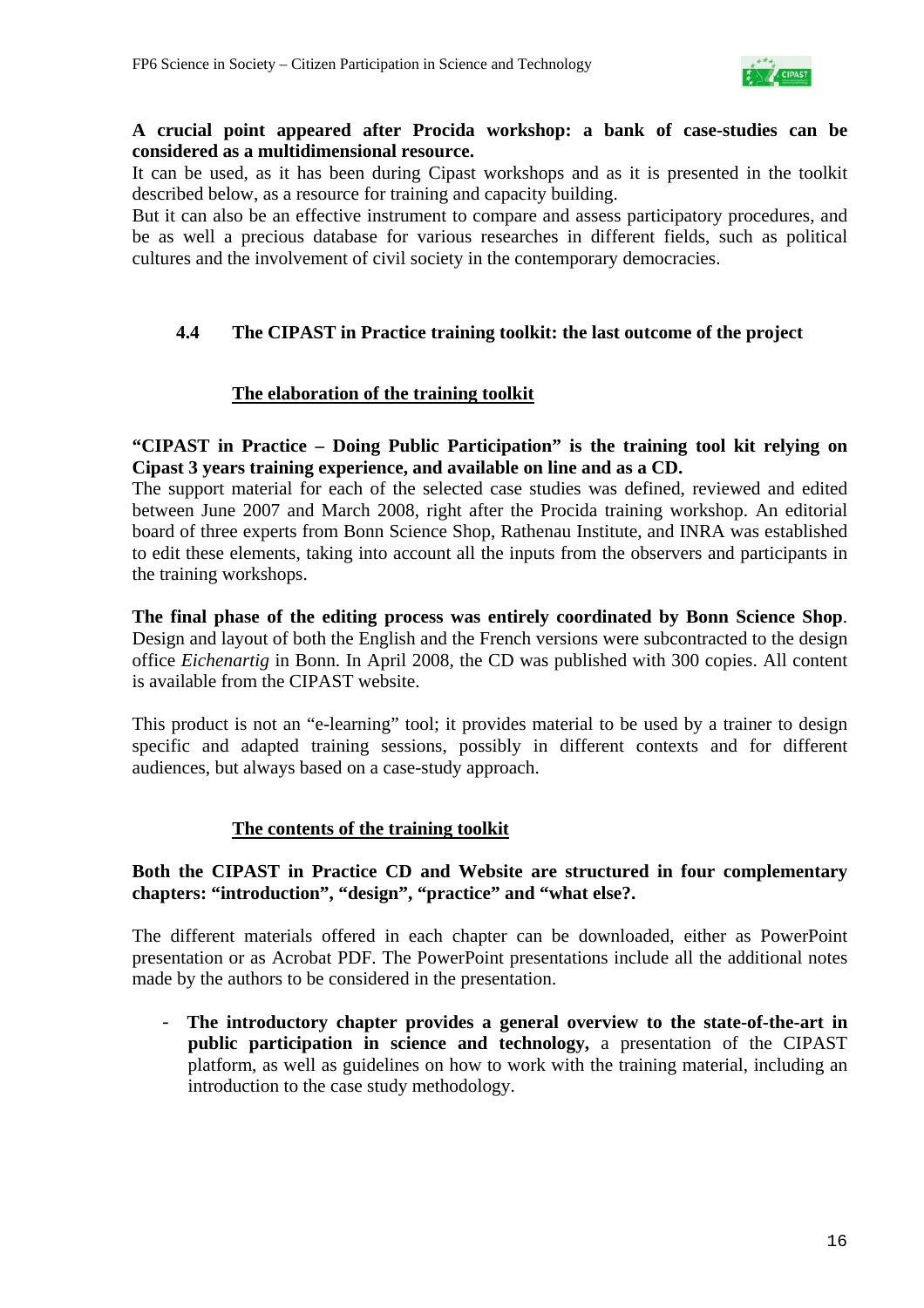**A crucial point appeared after Procida workshop: a bank of case-studies can be considered as a multidimensional resource.**
It can be used, as it has been during Cipast workshops and as it is presented in the toolkit described below, as a resource for training and capacity building.
But it can also be an effective instrument to compare and assess participatory procedures, and be as well a precious database for various researches in different fields, such as political cultures and the involvement of civil society in the contemporary democracies.

## 4.4 The CIPAST in Practice training toolkit: the last outcome of the project

### The elaboration of the training toolkit

**"CIPAST in Practice – Doing Public Participation" is the training tool kit relying on Cipast 3 years training experience, and available on line and as a CD.**
The support material for each of the selected case studies was defined, reviewed and edited between June 2007 and March 2008, right after the Procida training workshop. An editorial board of three experts from Bonn Science Shop, Rathenau Institute, and INRA was established to edit these elements, taking into account all the inputs from the observers and participants in the training workshops.

**The final phase of the editing process was entirely coordinated by Bonn Science Shop**. Design and layout of both the English and the French versions were subcontracted to the design office *Eichenartig* in Bonn. In April 2008, the CD was published with 300 copies. All content is available from the CIPAST website.

This product is not an "e-learning" tool; it provides material to be used by a trainer to design specific and adapted training sessions, possibly in different contexts and for different audiences, but always based on a case-study approach.

### The contents of the training toolkit

**Both the CIPAST in Practice CD and Website are structured in four complementary chapters: "introduction", "design", "practice" and "what else?.**

The different materials offered in each chapter can be downloaded, either as PowerPoint presentation or as Acrobat PDF. The PowerPoint presentations include all the additional notes made by the authors to be considered in the presentation.

- **The introductory chapter provides a general overview to the state-of-the-art in public participation in science and technology,** a presentation of the CIPAST platform, as well as guidelines on how to work with the training material, including an introduction to the case study methodology.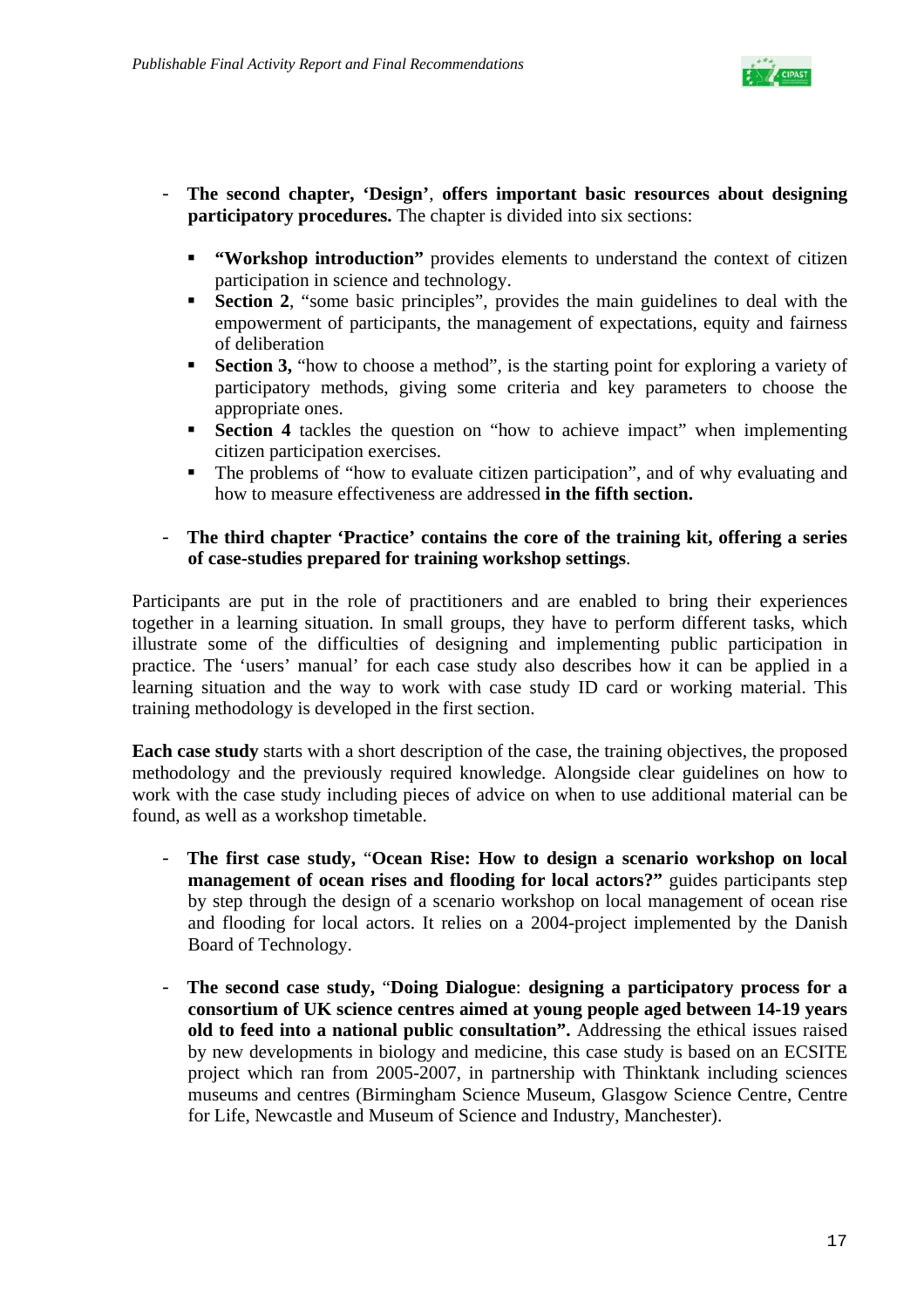- **The second chapter, 'Design'**, **offers important basic resources about designing participatory procedures.** The chapter is divided into six sections:

    - **"Workshop introduction"** provides elements to understand the context of citizen participation in science and technology.
    - **Section 2**, "some basic principles", provides the main guidelines to deal with the empowerment of participants, the management of expectations, equity and fairness of deliberation
    - **Section 3,** "how to choose a method", is the starting point for exploring a variety of participatory methods, giving some criteria and key parameters to choose the appropriate ones.
    - **Section 4** tackles the question on "how to achieve impact" when implementing citizen participation exercises.
    - The problems of "how to evaluate citizen participation", and of why evaluating and how to measure effectiveness are addressed **in the fifth section.**

- **The third chapter 'Practice' contains the core of the training kit, offering a series of case-studies prepared for training workshop settings**.

Participants are put in the role of practitioners and are enabled to bring their experiences together in a learning situation. In small groups, they have to perform different tasks, which illustrate some of the difficulties of designing and implementing public participation in practice. The 'users' manual' for each case study also describes how it can be applied in a learning situation and the way to work with case study ID card or working material. This training methodology is developed in the first section.

**Each case study** starts with a short description of the case, the training objectives, the proposed methodology and the previously required knowledge. Alongside clear guidelines on how to work with the case study including pieces of advice on when to use additional material can be found, as well as a workshop timetable.

- **The first case study,** "**Ocean Rise: How to design a scenario workshop on local management of ocean rises and flooding for local actors?"** guides participants step by step through the design of a scenario workshop on local management of ocean rise and flooding for local actors. It relies on a 2004-project implemented by the Danish Board of Technology.

- **The second case study,** "**Doing Dialogue**: **designing a participatory process for a consortium of UK science centres aimed at young people aged between 14-19 years old to feed into a national public consultation".** Addressing the ethical issues raised by new developments in biology and medicine, this case study is based on an ECSITE project which ran from 2005-2007, in partnership with Thinktank including sciences museums and centres (Birmingham Science Museum, Glasgow Science Centre, Centre for Life, Newcastle and Museum of Science and Industry, Manchester).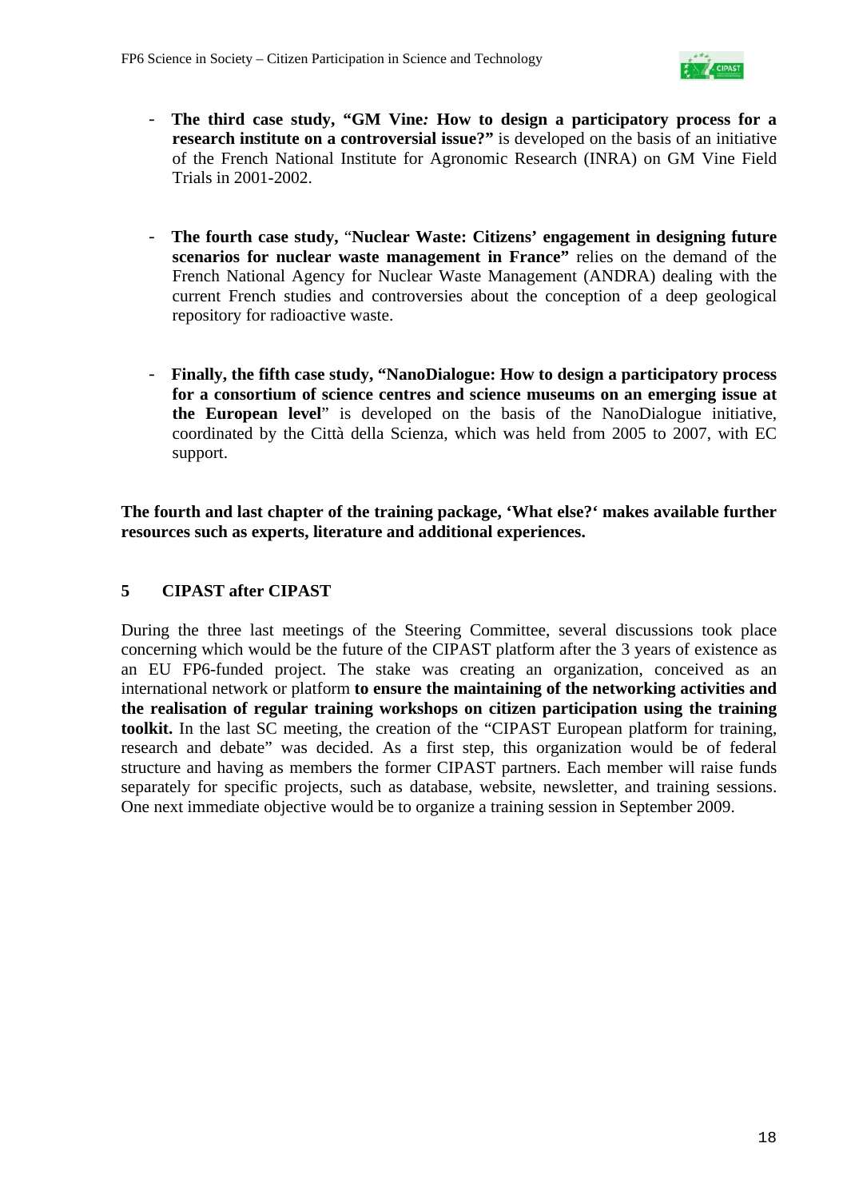- **The third case study, "GM Vine: How to design a participatory process for a research institute on a controversial issue?"** is developed on the basis of an initiative of the French National Institute for Agronomic Research (INRA) on GM Vine Field Trials in 2001-2002.

- **The fourth case study,** "**Nuclear Waste: Citizens' engagement in designing future scenarios for nuclear waste management in France"** relies on the demand of the French National Agency for Nuclear Waste Management (ANDRA) dealing with the current French studies and controversies about the conception of a deep geological repository for radioactive waste.

- **Finally, the fifth case study, "NanoDialogue: How to design a participatory process for a consortium of science centres and science museums on an emerging issue at the European level**" is developed on the basis of the NanoDialogue initiative, coordinated by the Città della Scienza, which was held from 2005 to 2007, with EC support.

**The fourth and last chapter of the training package, 'What else?' makes available further resources such as experts, literature and additional experiences.**

## 5 CIPAST after CIPAST

During the three last meetings of the Steering Committee, several discussions took place concerning which would be the future of the CIPAST platform after the 3 years of existence as an EU FP6-funded project. The stake was creating an organization, conceived as an international network or platform **to ensure the maintaining of the networking activities and the realisation of regular training workshops on citizen participation using the training toolkit.** In the last SC meeting, the creation of the "CIPAST European platform for training, research and debate" was decided. As a first step, this organization would be of federal structure and having as members the former CIPAST partners. Each member will raise funds separately for specific projects, such as database, website, newsletter, and training sessions. One next immediate objective would be to organize a training session in September 2009.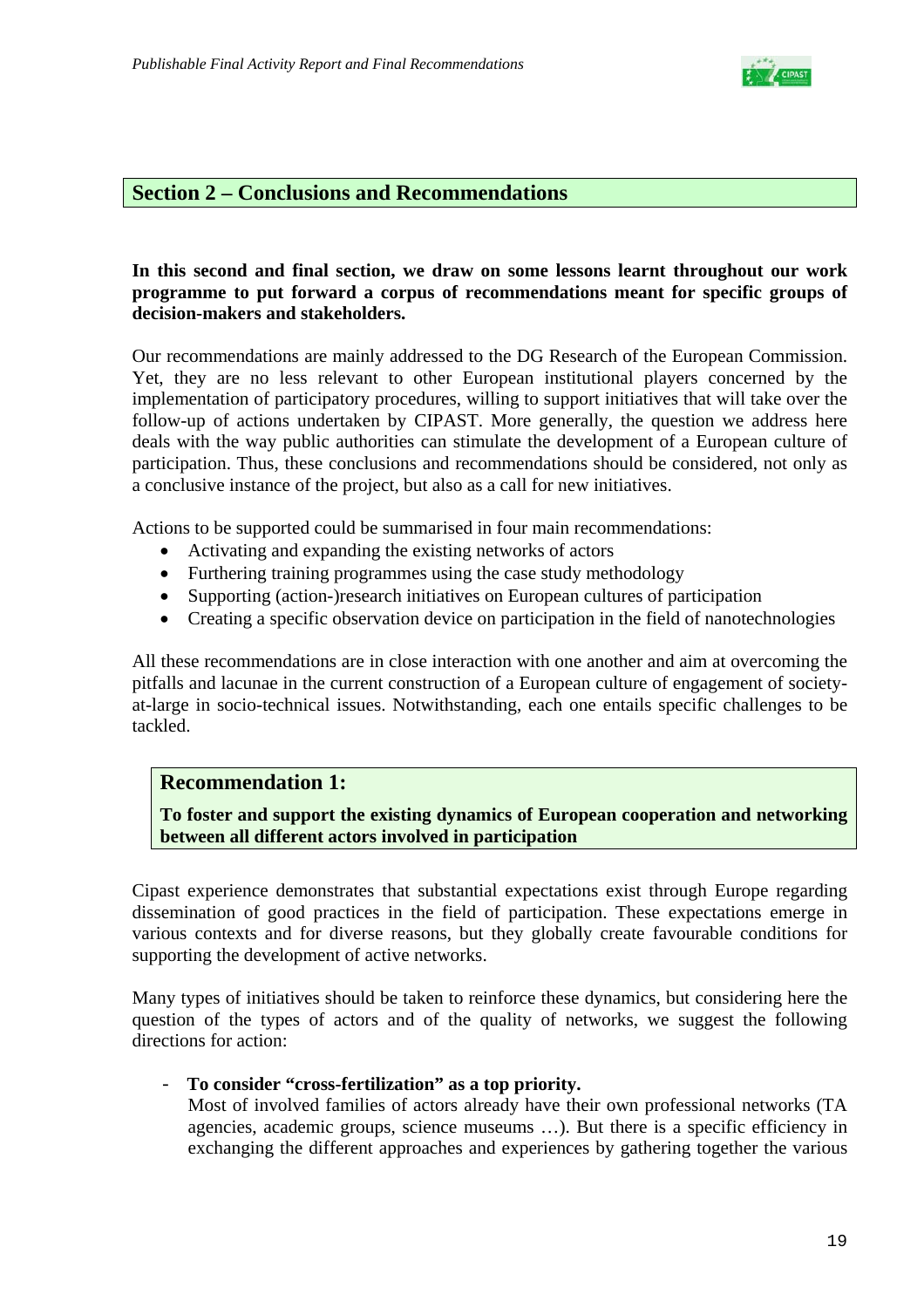## Section 2 – Conclusions and Recommendations

**In this second and final section, we draw on some lessons learnt throughout our work programme to put forward a corpus of recommendations meant for specific groups of decision-makers and stakeholders.**

Our recommendations are mainly addressed to the DG Research of the European Commission. Yet, they are no less relevant to other European institutional players concerned by the implementation of participatory procedures, willing to support initiatives that will take over the follow-up of actions undertaken by CIPAST. More generally, the question we address here deals with the way public authorities can stimulate the development of a European culture of participation. Thus, these conclusions and recommendations should be considered, not only as a conclusive instance of the project, but also as a call for new initiatives.

Actions to be supported could be summarised in four main recommendations:

- Activating and expanding the existing networks of actors
- Furthering training programmes using the case study methodology
- Supporting (action-)research initiatives on European cultures of participation
- Creating a specific observation device on participation in the field of nanotechnologies

All these recommendations are in close interaction with one another and aim at overcoming the pitfalls and lacunae in the current construction of a European culture of engagement of society-at-large in socio-technical issues. Notwithstanding, each one entails specific challenges to be tackled.

### Recommendation 1:

**To foster and support the existing dynamics of European cooperation and networking between all different actors involved in participation**

Cipast experience demonstrates that substantial expectations exist through Europe regarding dissemination of good practices in the field of participation. These expectations emerge in various contexts and for diverse reasons, but they globally create favourable conditions for supporting the development of active networks.

Many types of initiatives should be taken to reinforce these dynamics, but considering here the question of the types of actors and of the quality of networks, we suggest the following directions for action:

- **To consider "cross-fertilization" as a top priority.**
  Most of involved families of actors already have their own professional networks (TA agencies, academic groups, science museums …). But there is a specific efficiency in exchanging the different approaches and experiences by gathering together the various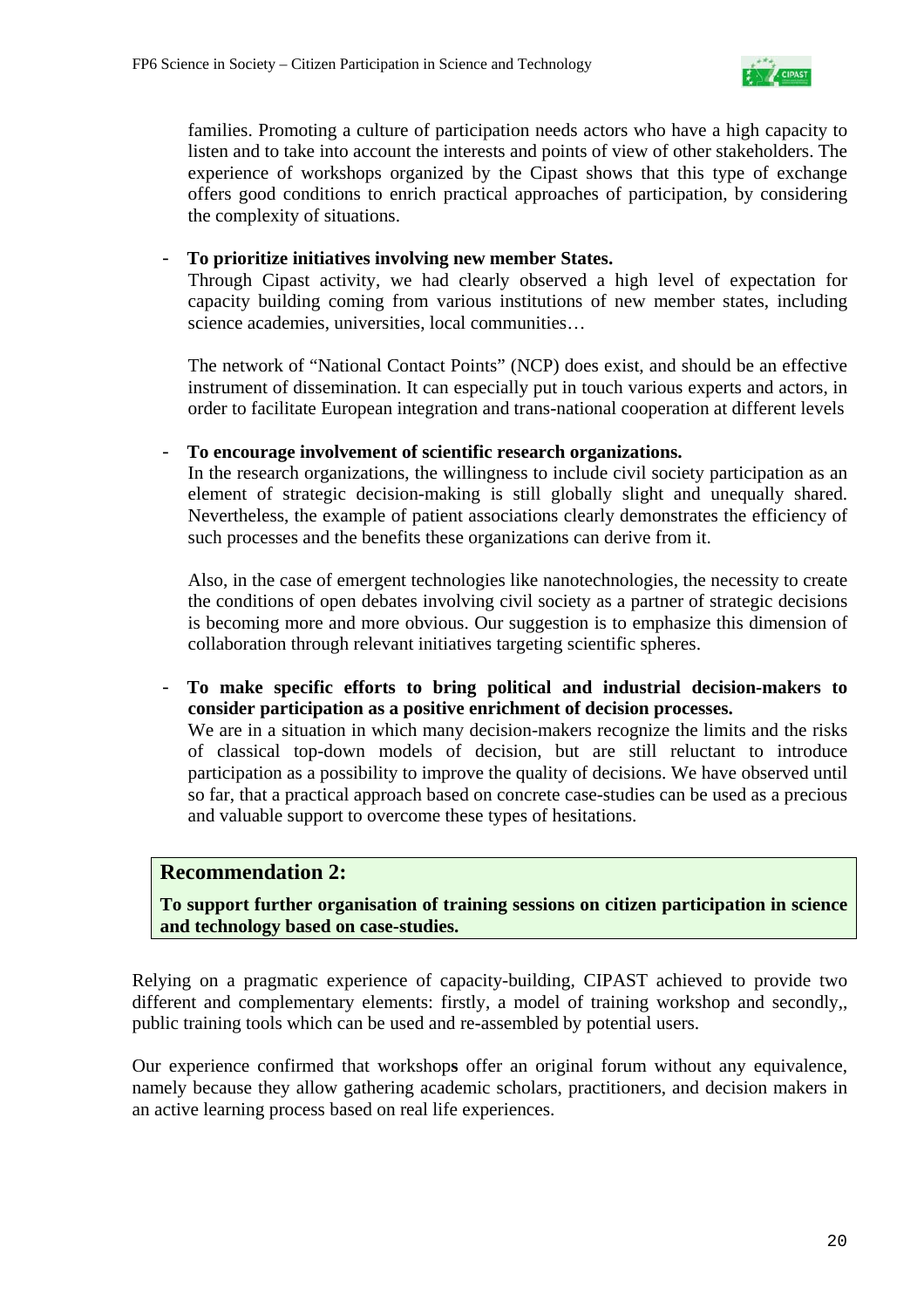families. Promoting a culture of participation needs actors who have a high capacity to listen and to take into account the interests and points of view of other stakeholders. The experience of workshops organized by the Cipast shows that this type of exchange offers good conditions to enrich practical approaches of participation, by considering the complexity of situations.

- **To prioritize initiatives involving new member States.**
  Through Cipast activity, we had clearly observed a high level of expectation for capacity building coming from various institutions of new member states, including science academies, universities, local communities…

  The network of "National Contact Points" (NCP) does exist, and should be an effective instrument of dissemination. It can especially put in touch various experts and actors, in order to facilitate European integration and trans-national cooperation at different levels

- **To encourage involvement of scientific research organizations.**
  In the research organizations, the willingness to include civil society participation as an element of strategic decision-making is still globally slight and unequally shared. Nevertheless, the example of patient associations clearly demonstrates the efficiency of such processes and the benefits these organizations can derive from it.

  Also, in the case of emergent technologies like nanotechnologies, the necessity to create the conditions of open debates involving civil society as a partner of strategic decisions is becoming more and more obvious. Our suggestion is to emphasize this dimension of collaboration through relevant initiatives targeting scientific spheres.

- **To make specific efforts to bring political and industrial decision-makers to consider participation as a positive enrichment of decision processes.**
  We are in a situation in which many decision-makers recognize the limits and the risks of classical top-down models of decision, but are still reluctant to introduce participation as a possibility to improve the quality of decisions. We have observed until so far, that a practical approach based on concrete case-studies can be used as a precious and valuable support to overcome these types of hesitations.

## Recommendation 2:

**To support further organisation of training sessions on citizen participation in science and technology based on case-studies.**

Relying on a pragmatic experience of capacity-building, CIPAST achieved to provide two different and complementary elements: firstly, a model of training workshop and secondly,, public training tools which can be used and re-assembled by potential users.

Our experience confirmed that workshop**s** offer an original forum without any equivalence, namely because they allow gathering academic scholars, practitioners, and decision makers in an active learning process based on real life experiences.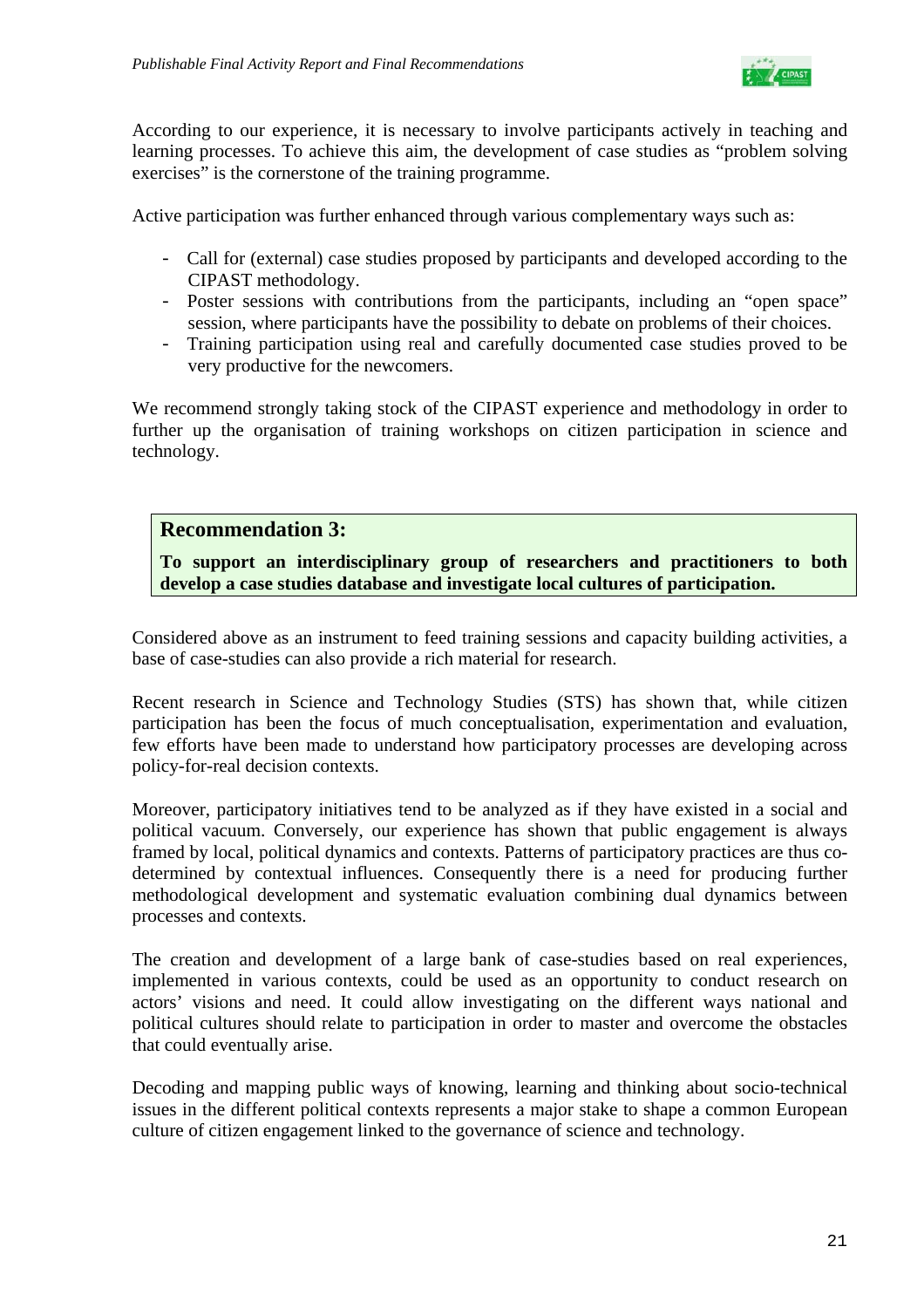According to our experience, it is necessary to involve participants actively in teaching and learning processes. To achieve this aim, the development of case studies as "problem solving exercises" is the cornerstone of the training programme.

Active participation was further enhanced through various complementary ways such as:

- Call for (external) case studies proposed by participants and developed according to the CIPAST methodology.
- Poster sessions with contributions from the participants, including an "open space" session, where participants have the possibility to debate on problems of their choices.
- Training participation using real and carefully documented case studies proved to be very productive for the newcomers.

We recommend strongly taking stock of the CIPAST experience and methodology in order to further up the organisation of training workshops on citizen participation in science and technology.

## Recommendation 3:

**To support an interdisciplinary group of researchers and practitioners to both develop a case studies database and investigate local cultures of participation.**

Considered above as an instrument to feed training sessions and capacity building activities, a base of case-studies can also provide a rich material for research.

Recent research in Science and Technology Studies (STS) has shown that, while citizen participation has been the focus of much conceptualisation, experimentation and evaluation, few efforts have been made to understand how participatory processes are developing across policy-for-real decision contexts.

Moreover, participatory initiatives tend to be analyzed as if they have existed in a social and political vacuum. Conversely, our experience has shown that public engagement is always framed by local, political dynamics and contexts. Patterns of participatory practices are thus co-determined by contextual influences. Consequently there is a need for producing further methodological development and systematic evaluation combining dual dynamics between processes and contexts.

The creation and development of a large bank of case-studies based on real experiences, implemented in various contexts, could be used as an opportunity to conduct research on actors' visions and need. It could allow investigating on the different ways national and political cultures should relate to participation in order to master and overcome the obstacles that could eventually arise.

Decoding and mapping public ways of knowing, learning and thinking about socio-technical issues in the different political contexts represents a major stake to shape a common European culture of citizen engagement linked to the governance of science and technology.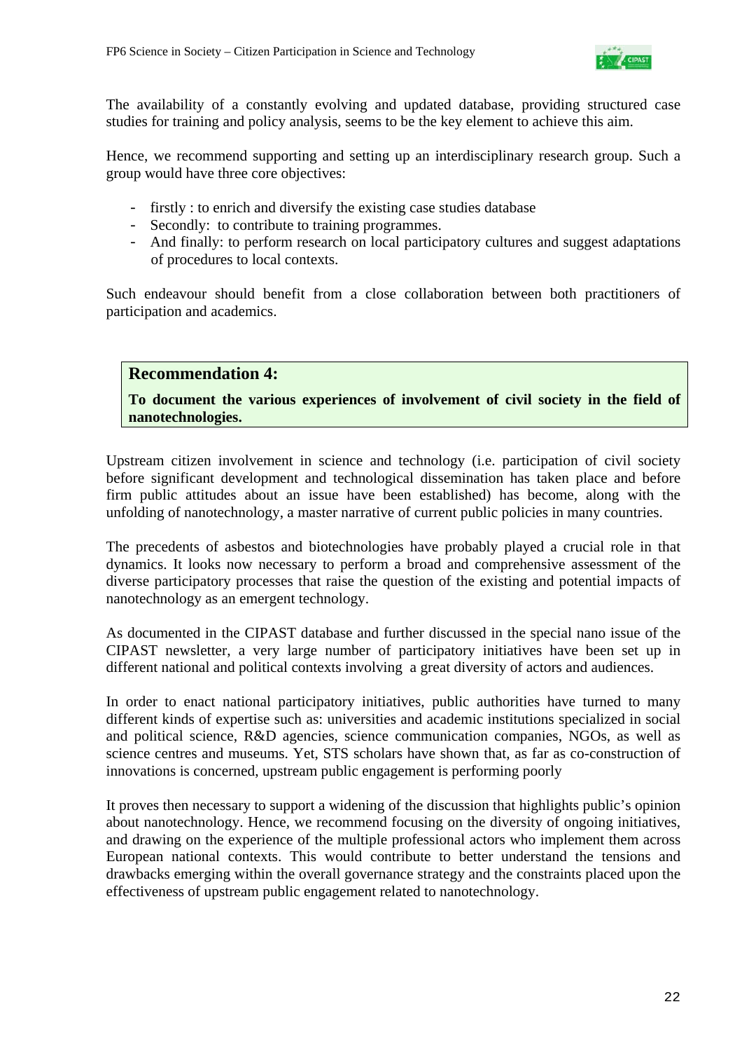The availability of a constantly evolving and updated database, providing structured case studies for training and policy analysis, seems to be the key element to achieve this aim.

Hence, we recommend supporting and setting up an interdisciplinary research group. Such a group would have three core objectives:

- firstly : to enrich and diversify the existing case studies database
- Secondly: to contribute to training programmes.
- And finally: to perform research on local participatory cultures and suggest adaptations of procedures to local contexts.

Such endeavour should benefit from a close collaboration between both practitioners of participation and academics.

### Recommendation 4:

**To document the various experiences of involvement of civil society in the field of nanotechnologies.**

Upstream citizen involvement in science and technology (i.e. participation of civil society before significant development and technological dissemination has taken place and before firm public attitudes about an issue have been established) has become, along with the unfolding of nanotechnology, a master narrative of current public policies in many countries.

The precedents of asbestos and biotechnologies have probably played a crucial role in that dynamics. It looks now necessary to perform a broad and comprehensive assessment of the diverse participatory processes that raise the question of the existing and potential impacts of nanotechnology as an emergent technology.

As documented in the CIPAST database and further discussed in the special nano issue of the CIPAST newsletter, a very large number of participatory initiatives have been set up in different national and political contexts involving a great diversity of actors and audiences.

In order to enact national participatory initiatives, public authorities have turned to many different kinds of expertise such as: universities and academic institutions specialized in social and political science, R&D agencies, science communication companies, NGOs, as well as science centres and museums. Yet, STS scholars have shown that, as far as co-construction of innovations is concerned, upstream public engagement is performing poorly

It proves then necessary to support a widening of the discussion that highlights public's opinion about nanotechnology. Hence, we recommend focusing on the diversity of ongoing initiatives, and drawing on the experience of the multiple professional actors who implement them across European national contexts. This would contribute to better understand the tensions and drawbacks emerging within the overall governance strategy and the constraints placed upon the effectiveness of upstream public engagement related to nanotechnology.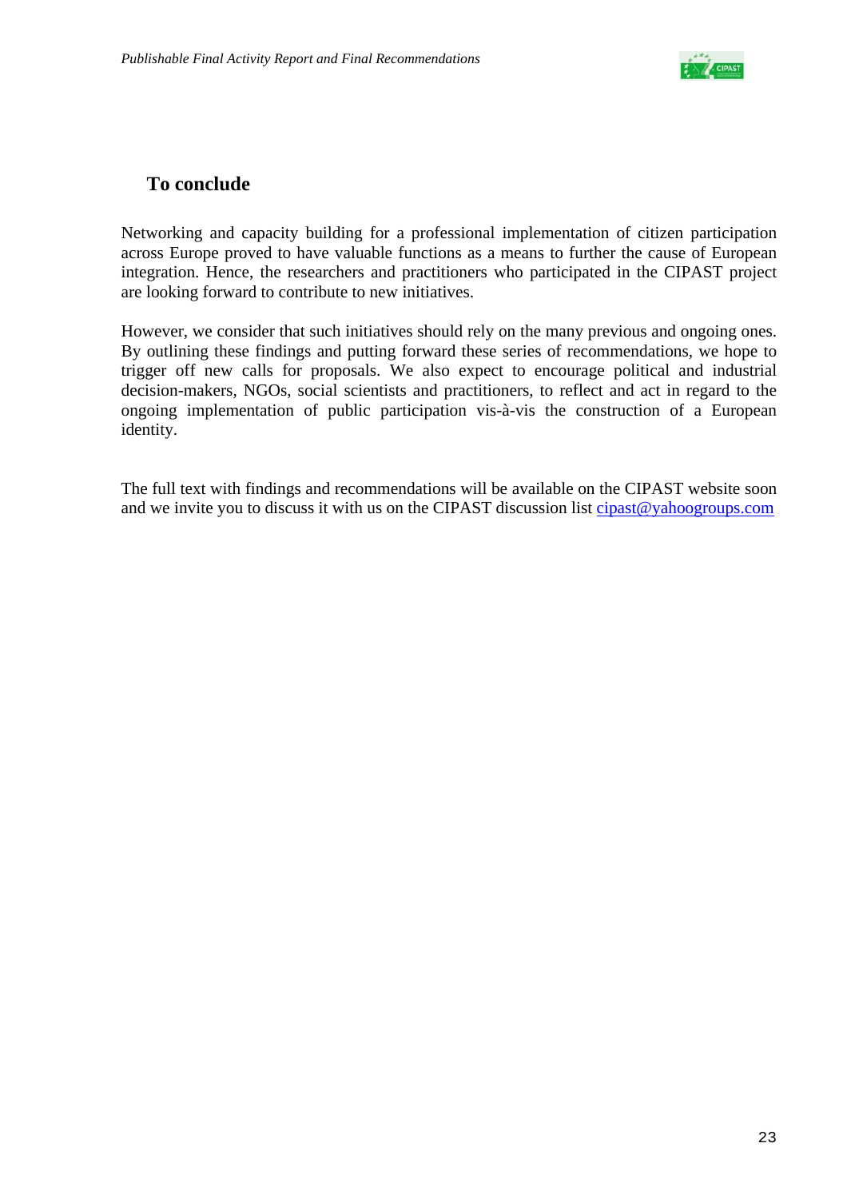## To conclude

Networking and capacity building for a professional implementation of citizen participation across Europe proved to have valuable functions as a means to further the cause of European integration. Hence, the researchers and practitioners who participated in the CIPAST project are looking forward to contribute to new initiatives.

However, we consider that such initiatives should rely on the many previous and ongoing ones. By outlining these findings and putting forward these series of recommendations, we hope to trigger off new calls for proposals. We also expect to encourage political and industrial decision-makers, NGOs, social scientists and practitioners, to reflect and act in regard to the ongoing implementation of public participation vis-à-vis the construction of a European identity.

The full text with findings and recommendations will be available on the CIPAST website soon and we invite you to discuss it with us on the CIPAST discussion list cipast@yahoogroups.com